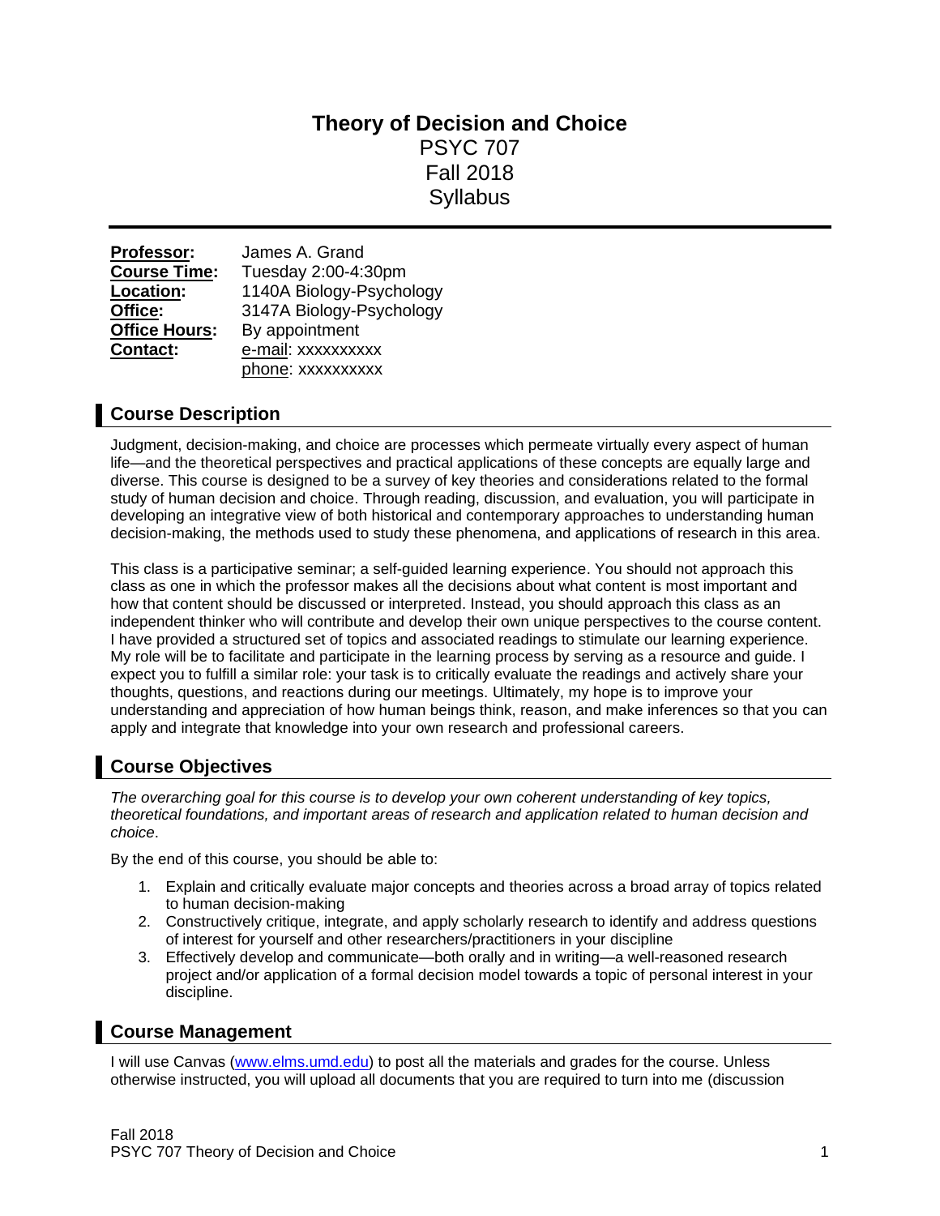# Theory of Decision and Choice

PSYC 707
Fall 2018
Syllabus

---

**Professor:** James A. Grand
**Course Time:** Tuesday 2:00-4:30pm
**Location:** 1140A Biology-Psychology
**Office:** 3147A Biology-Psychology
**Office Hours:** By appointment
**Contact:** e-mail: xxxxxxxxxx
phone: xxxxxxxxxx

## Course Description

Judgment, decision-making, and choice are processes which permeate virtually every aspect of human life—and the theoretical perspectives and practical applications of these concepts are equally large and diverse. This course is designed to be a survey of key theories and considerations related to the formal study of human decision and choice. Through reading, discussion, and evaluation, you will participate in developing an integrative view of both historical and contemporary approaches to understanding human decision-making, the methods used to study these phenomena, and applications of research in this area.

This class is a participative seminar; a self-guided learning experience. You should not approach this class as one in which the professor makes all the decisions about what content is most important and how that content should be discussed or interpreted. Instead, you should approach this class as an independent thinker who will contribute and develop their own unique perspectives to the course content. I have provided a structured set of topics and associated readings to stimulate our learning experience. My role will be to facilitate and participate in the learning process by serving as a resource and guide. I expect you to fulfill a similar role: your task is to critically evaluate the readings and actively share your thoughts, questions, and reactions during our meetings. Ultimately, my hope is to improve your understanding and appreciation of how human beings think, reason, and make inferences so that you can apply and integrate that knowledge into your own research and professional careers.

## Course Objectives

*The overarching goal for this course is to develop your own coherent understanding of key topics, theoretical foundations, and important areas of research and application related to human decision and choice.*

By the end of this course, you should be able to:

1. Explain and critically evaluate major concepts and theories across a broad array of topics related to human decision-making
2. Constructively critique, integrate, and apply scholarly research to identify and address questions of interest for yourself and other researchers/practitioners in your discipline
3. Effectively develop and communicate—both orally and in writing—a well-reasoned research project and/or application of a formal decision model towards a topic of personal interest in your discipline.

## Course Management

I will use Canvas (www.elms.umd.edu) to post all the materials and grades for the course. Unless otherwise instructed, you will upload all documents that you are required to turn into me (discussion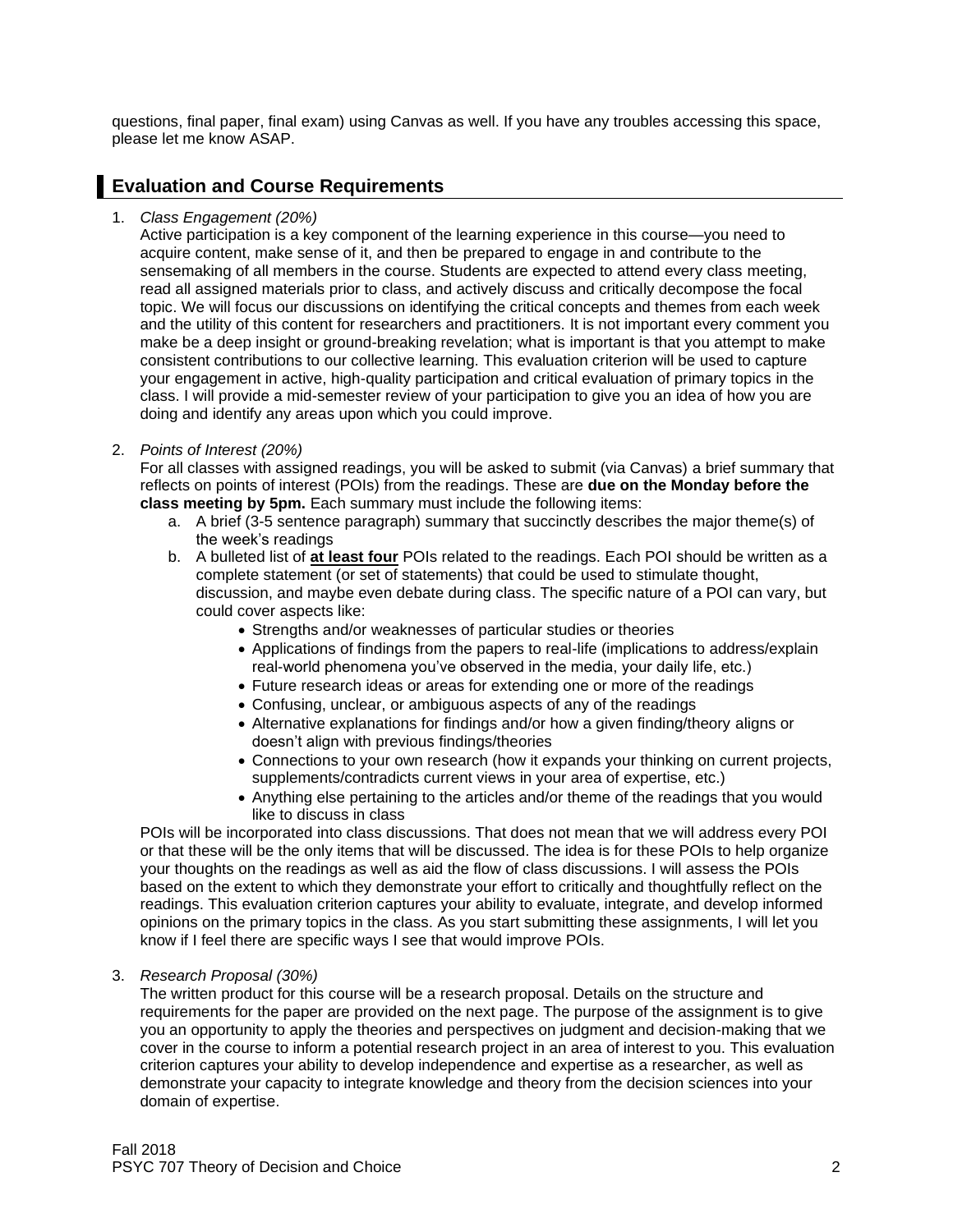questions, final paper, final exam) using Canvas as well. If you have any troubles accessing this space, please let me know ASAP.

## Evaluation and Course Requirements

1. *Class Engagement (20%)*
   Active participation is a key component of the learning experience in this course—you need to acquire content, make sense of it, and then be prepared to engage in and contribute to the sensemaking of all members in the course. Students are expected to attend every class meeting, read all assigned materials prior to class, and actively discuss and critically decompose the focal topic. We will focus our discussions on identifying the critical concepts and themes from each week and the utility of this content for researchers and practitioners. It is not important every comment you make be a deep insight or ground-breaking revelation; what is important is that you attempt to make consistent contributions to our collective learning. This evaluation criterion will be used to capture your engagement in active, high-quality participation and critical evaluation of primary topics in the class. I will provide a mid-semester review of your participation to give you an idea of how you are doing and identify any areas upon which you could improve.

2. *Points of Interest (20%)*
   For all classes with assigned readings, you will be asked to submit (via Canvas) a brief summary that reflects on points of interest (POIs) from the readings. These are **due on the Monday before the class meeting by 5pm.** Each summary must include the following items:
   a. A brief (3-5 sentence paragraph) summary that succinctly describes the major theme(s) of the week's readings
   b. A bulleted list of **<u>at least four</u>** POIs related to the readings. Each POI should be written as a complete statement (or set of statements) that could be used to stimulate thought, discussion, and maybe even debate during class. The specific nature of a POI can vary, but could cover aspects like:
      - Strengths and/or weaknesses of particular studies or theories
      - Applications of findings from the papers to real-life (implications to address/explain real-world phenomena you've observed in the media, your daily life, etc.)
      - Future research ideas or areas for extending one or more of the readings
      - Confusing, unclear, or ambiguous aspects of any of the readings
      - Alternative explanations for findings and/or how a given finding/theory aligns or doesn't align with previous findings/theories
      - Connections to your own research (how it expands your thinking on current projects, supplements/contradicts current views in your area of expertise, etc.)
      - Anything else pertaining to the articles and/or theme of the readings that you would like to discuss in class

   POIs will be incorporated into class discussions. That does not mean that we will address every POI or that these will be the only items that will be discussed. The idea is for these POIs to help organize your thoughts on the readings as well as aid the flow of class discussions. I will assess the POIs based on the extent to which they demonstrate your effort to critically and thoughtfully reflect on the readings. This evaluation criterion captures your ability to evaluate, integrate, and develop informed opinions on the primary topics in the class. As you start submitting these assignments, I will let you know if I feel there are specific ways I see that would improve POIs.

3. *Research Proposal (30%)*
   The written product for this course will be a research proposal. Details on the structure and requirements for the paper are provided on the next page. The purpose of the assignment is to give you an opportunity to apply the theories and perspectives on judgment and decision-making that we cover in the course to inform a potential research project in an area of interest to you. This evaluation criterion captures your ability to develop independence and expertise as a researcher, as well as demonstrate your capacity to integrate knowledge and theory from the decision sciences into your domain of expertise.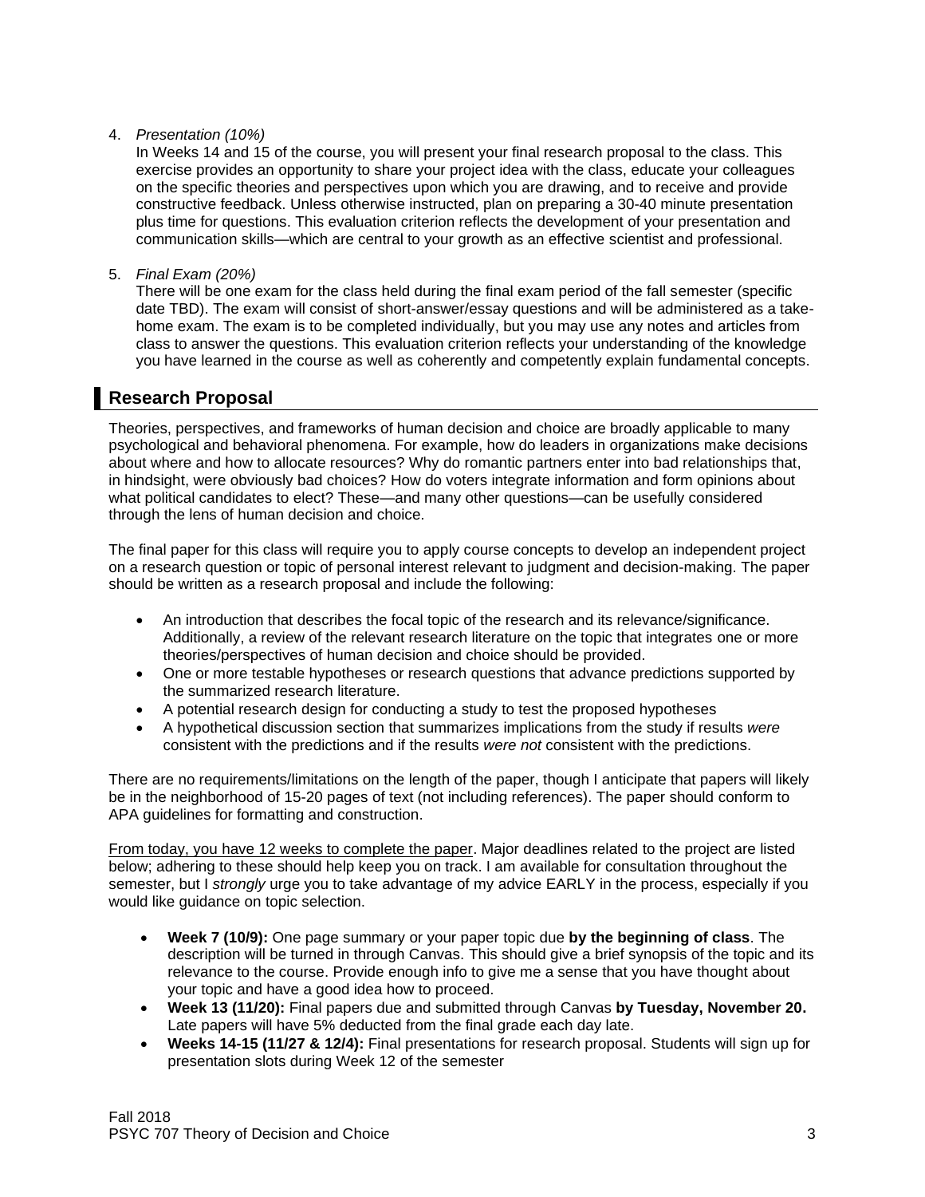4. *Presentation (10%)*
   In Weeks 14 and 15 of the course, you will present your final research proposal to the class. This exercise provides an opportunity to share your project idea with the class, educate your colleagues on the specific theories and perspectives upon which you are drawing, and to receive and provide constructive feedback. Unless otherwise instructed, plan on preparing a 30-40 minute presentation plus time for questions. This evaluation criterion reflects the development of your presentation and communication skills—which are central to your growth as an effective scientist and professional.

5. *Final Exam (20%)*
   There will be one exam for the class held during the final exam period of the fall semester (specific date TBD). The exam will consist of short-answer/essay questions and will be administered as a take-home exam. The exam is to be completed individually, but you may use any notes and articles from class to answer the questions. This evaluation criterion reflects your understanding of the knowledge you have learned in the course as well as coherently and competently explain fundamental concepts.

## Research Proposal

Theories, perspectives, and frameworks of human decision and choice are broadly applicable to many psychological and behavioral phenomena. For example, how do leaders in organizations make decisions about where and how to allocate resources? Why do romantic partners enter into bad relationships that, in hindsight, were obviously bad choices? How do voters integrate information and form opinions about what political candidates to elect? These—and many other questions—can be usefully considered through the lens of human decision and choice.

The final paper for this class will require you to apply course concepts to develop an independent project on a research question or topic of personal interest relevant to judgment and decision-making. The paper should be written as a research proposal and include the following:

- An introduction that describes the focal topic of the research and its relevance/significance. Additionally, a review of the relevant research literature on the topic that integrates one or more theories/perspectives of human decision and choice should be provided.
- One or more testable hypotheses or research questions that advance predictions supported by the summarized research literature.
- A potential research design for conducting a study to test the proposed hypotheses
- A hypothetical discussion section that summarizes implications from the study if results *were* consistent with the predictions and if the results *were not* consistent with the predictions.

There are no requirements/limitations on the length of the paper, though I anticipate that papers will likely be in the neighborhood of 15-20 pages of text (not including references). The paper should conform to APA guidelines for formatting and construction.

From today, you have 12 weeks to complete the paper. Major deadlines related to the project are listed below; adhering to these should help keep you on track. I am available for consultation throughout the semester, but I *strongly* urge you to take advantage of my advice EARLY in the process, especially if you would like guidance on topic selection.

- **Week 7 (10/9):** One page summary or your paper topic due **by the beginning of class**. The description will be turned in through Canvas. This should give a brief synopsis of the topic and its relevance to the course. Provide enough info to give me a sense that you have thought about your topic and have a good idea how to proceed.
- **Week 13 (11/20):** Final papers due and submitted through Canvas **by Tuesday, November 20.** Late papers will have 5% deducted from the final grade each day late.
- **Weeks 14-15 (11/27 & 12/4):** Final presentations for research proposal. Students will sign up for presentation slots during Week 12 of the semester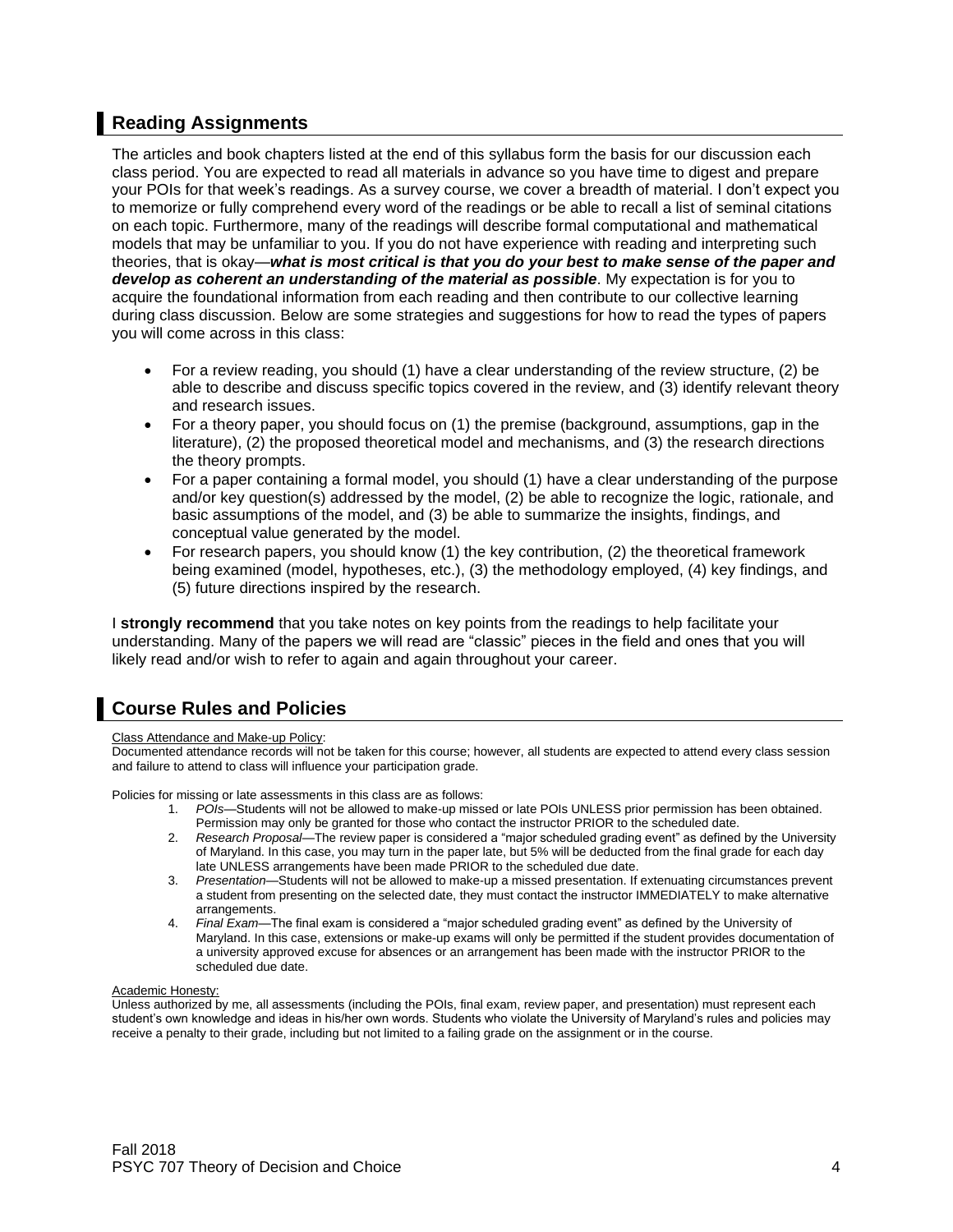## Reading Assignments

The articles and book chapters listed at the end of this syllabus form the basis for our discussion each class period. You are expected to read all materials in advance so you have time to digest and prepare your POIs for that week's readings. As a survey course, we cover a breadth of material. I don't expect you to memorize or fully comprehend every word of the readings or be able to recall a list of seminal citations on each topic. Furthermore, many of the readings will describe formal computational and mathematical models that may be unfamiliar to you. If you do not have experience with reading and interpreting such theories, that is okay—***what is most critical is that you do your best to make sense of the paper and develop as coherent an understanding of the material as possible***. My expectation is for you to acquire the foundational information from each reading and then contribute to our collective learning during class discussion. Below are some strategies and suggestions for how to read the types of papers you will come across in this class:

- For a review reading, you should (1) have a clear understanding of the review structure, (2) be able to describe and discuss specific topics covered in the review, and (3) identify relevant theory and research issues.
- For a theory paper, you should focus on (1) the premise (background, assumptions, gap in the literature), (2) the proposed theoretical model and mechanisms, and (3) the research directions the theory prompts.
- For a paper containing a formal model, you should (1) have a clear understanding of the purpose and/or key question(s) addressed by the model, (2) be able to recognize the logic, rationale, and basic assumptions of the model, and (3) be able to summarize the insights, findings, and conceptual value generated by the model.
- For research papers, you should know (1) the key contribution, (2) the theoretical framework being examined (model, hypotheses, etc.), (3) the methodology employed, (4) key findings, and (5) future directions inspired by the research.

I **strongly recommend** that you take notes on key points from the readings to help facilitate your understanding. Many of the papers we will read are "classic" pieces in the field and ones that you will likely read and/or wish to refer to again and again throughout your career.

## Course Rules and Policies

Class Attendance and Make-up Policy:
Documented attendance records will not be taken for this course; however, all students are expected to attend every class session and failure to attend to class will influence your participation grade.

Policies for missing or late assessments in this class are as follows:

1. *POIs*—Students will not be allowed to make-up missed or late POIs UNLESS prior permission has been obtained. Permission may only be granted for those who contact the instructor PRIOR to the scheduled date.
2. *Research Proposal*—The review paper is considered a "major scheduled grading event" as defined by the University of Maryland. In this case, you may turn in the paper late, but 5% will be deducted from the final grade for each day late UNLESS arrangements have been made PRIOR to the scheduled due date.
3. *Presentation*—Students will not be allowed to make-up a missed presentation. If extenuating circumstances prevent a student from presenting on the selected date, they must contact the instructor IMMEDIATELY to make alternative arrangements.
4. *Final Exam*—The final exam is considered a "major scheduled grading event" as defined by the University of Maryland. In this case, extensions or make-up exams will only be permitted if the student provides documentation of a university approved excuse for absences or an arrangement has been made with the instructor PRIOR to the scheduled due date.

Academic Honesty:
Unless authorized by me, all assessments (including the POIs, final exam, review paper, and presentation) must represent each student's own knowledge and ideas in his/her own words. Students who violate the University of Maryland's rules and policies may receive a penalty to their grade, including but not limited to a failing grade on the assignment or in the course.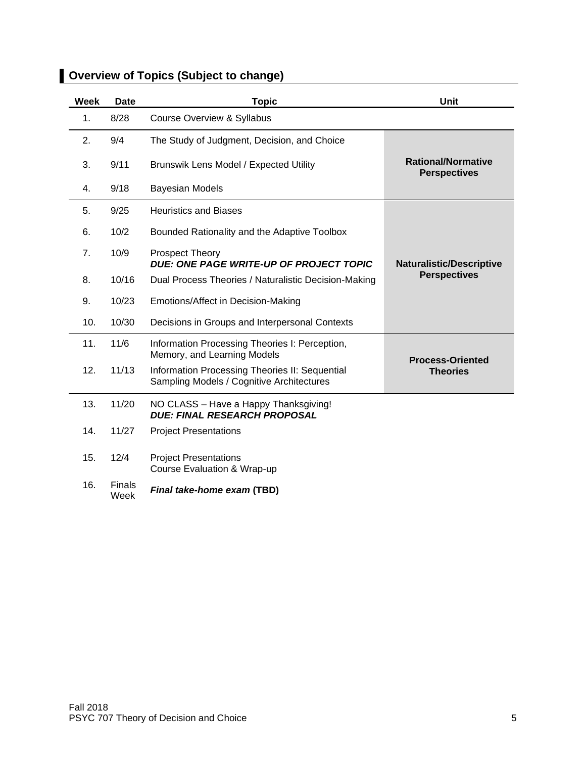## Overview of Topics (Subject to change)

| Week | Date | Topic | Unit |
|---|---|---|---|
| 1. | 8/28 | Course Overview & Syllabus | |
| 2. | 9/4 | The Study of Judgment, Decision, and Choice | **Rational/Normative Perspectives** |
| 3. | 9/11 | Brunswik Lens Model / Expected Utility | |
| 4. | 9/18 | Bayesian Models | |
| 5. | 9/25 | Heuristics and Biases | **Naturalistic/Descriptive Perspectives** |
| 6. | 10/2 | Bounded Rationality and the Adaptive Toolbox | |
| 7. | 10/9 | Prospect Theory<br>***DUE: ONE PAGE WRITE-UP OF PROJECT TOPIC*** | |
| 8. | 10/16 | Dual Process Theories / Naturalistic Decision-Making | |
| 9. | 10/23 | Emotions/Affect in Decision-Making | |
| 10. | 10/30 | Decisions in Groups and Interpersonal Contexts | |
| 11. | 11/6 | Information Processing Theories I: Perception, Memory, and Learning Models | **Process-Oriented Theories** |
| 12. | 11/13 | Information Processing Theories II: Sequential Sampling Models / Cognitive Architectures | |
| 13. | 11/20 | NO CLASS – Have a Happy Thanksgiving!<br>***DUE: FINAL RESEARCH PROPOSAL*** | |
| 14. | 11/27 | Project Presentations | |
| 15. | 12/4 | Project Presentations<br>Course Evaluation & Wrap-up | |
| 16. | Finals Week | ***Final take-home exam* (TBD)** | |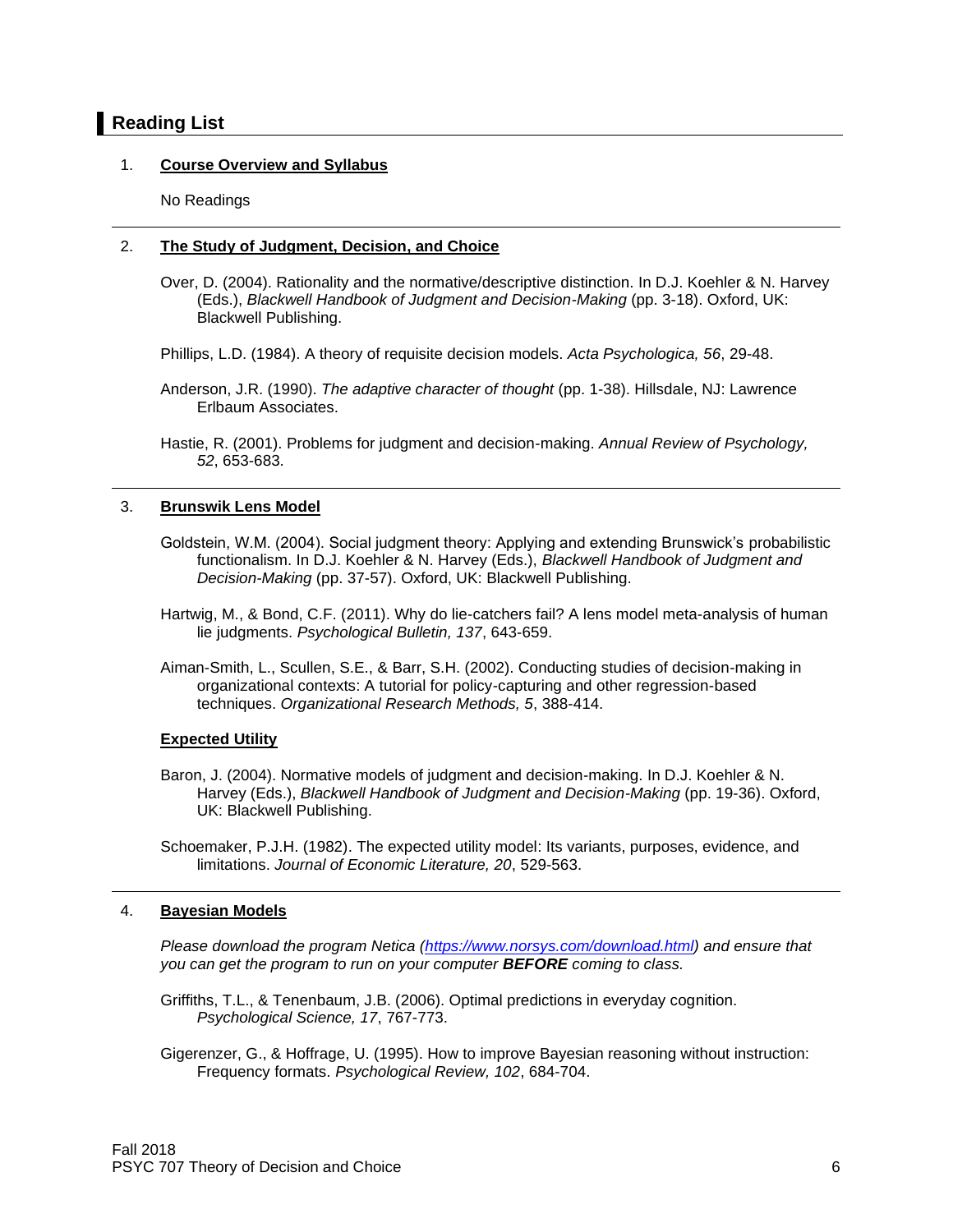## Reading List

1. **Course Overview and Syllabus**

   No Readings

---

2. **The Study of Judgment, Decision, and Choice**

   Over, D. (2004). Rationality and the normative/descriptive distinction. In D.J. Koehler & N. Harvey (Eds.), *Blackwell Handbook of Judgment and Decision-Making* (pp. 3-18). Oxford, UK: Blackwell Publishing.

   Phillips, L.D. (1984). A theory of requisite decision models. *Acta Psychologica, 56*, 29-48.

   Anderson, J.R. (1990). *The adaptive character of thought* (pp. 1-38). Hillsdale, NJ: Lawrence Erlbaum Associates.

   Hastie, R. (2001). Problems for judgment and decision-making. *Annual Review of Psychology, 52*, 653-683.

---

3. **Brunswik Lens Model**

   Goldstein, W.M. (2004). Social judgment theory: Applying and extending Brunswick's probabilistic functionalism. In D.J. Koehler & N. Harvey (Eds.), *Blackwell Handbook of Judgment and Decision-Making* (pp. 37-57). Oxford, UK: Blackwell Publishing.

   Hartwig, M., & Bond, C.F. (2011). Why do lie-catchers fail? A lens model meta-analysis of human lie judgments. *Psychological Bulletin, 137*, 643-659.

   Aiman-Smith, L., Scullen, S.E., & Barr, S.H. (2002). Conducting studies of decision-making in organizational contexts: A tutorial for policy-capturing and other regression-based techniques. *Organizational Research Methods, 5*, 388-414.

   **Expected Utility**

   Baron, J. (2004). Normative models of judgment and decision-making. In D.J. Koehler & N. Harvey (Eds.), *Blackwell Handbook of Judgment and Decision-Making* (pp. 19-36). Oxford, UK: Blackwell Publishing.

   Schoemaker, P.J.H. (1982). The expected utility model: Its variants, purposes, evidence, and limitations. *Journal of Economic Literature, 20*, 529-563.

---

4. **Bayesian Models**

   *Please download the program Netica ([https://www.norsys.com/download.html](https://www.norsys.com/download.html)) and ensure that you can get the program to run on your computer **BEFORE** coming to class.*

   Griffiths, T.L., & Tenenbaum, J.B. (2006). Optimal predictions in everyday cognition. *Psychological Science, 17*, 767-773.

   Gigerenzer, G., & Hoffrage, U. (1995). How to improve Bayesian reasoning without instruction: Frequency formats. *Psychological Review, 102*, 684-704.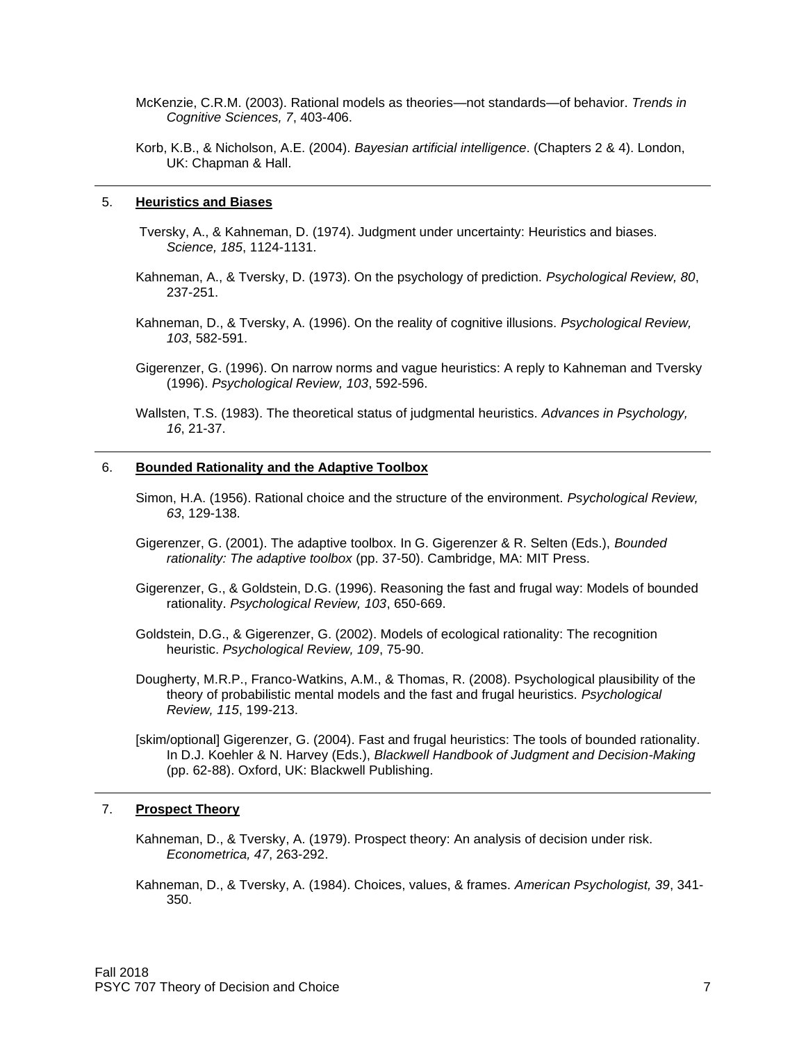McKenzie, C.R.M. (2003). Rational models as theories—not standards—of behavior. *Trends in Cognitive Sciences, 7*, 403-406.

Korb, K.B., & Nicholson, A.E. (2004). *Bayesian artificial intelligence*. (Chapters 2 & 4). London, UK: Chapman & Hall.

---

## 5. **Heuristics and Biases**

Tversky, A., & Kahneman, D. (1974). Judgment under uncertainty: Heuristics and biases. *Science, 185*, 1124-1131.

Kahneman, A., & Tversky, D. (1973). On the psychology of prediction. *Psychological Review, 80*, 237-251.

Kahneman, D., & Tversky, A. (1996). On the reality of cognitive illusions. *Psychological Review, 103*, 582-591.

Gigerenzer, G. (1996). On narrow norms and vague heuristics: A reply to Kahneman and Tversky (1996). *Psychological Review, 103*, 592-596.

Wallsten, T.S. (1983). The theoretical status of judgmental heuristics. *Advances in Psychology, 16*, 21-37.

---

## 6. **Bounded Rationality and the Adaptive Toolbox**

Simon, H.A. (1956). Rational choice and the structure of the environment. *Psychological Review, 63*, 129-138.

Gigerenzer, G. (2001). The adaptive toolbox. In G. Gigerenzer & R. Selten (Eds.), *Bounded rationality: The adaptive toolbox* (pp. 37-50). Cambridge, MA: MIT Press.

Gigerenzer, G., & Goldstein, D.G. (1996). Reasoning the fast and frugal way: Models of bounded rationality. *Psychological Review, 103*, 650-669.

Goldstein, D.G., & Gigerenzer, G. (2002). Models of ecological rationality: The recognition heuristic. *Psychological Review, 109*, 75-90.

Dougherty, M.R.P., Franco-Watkins, A.M., & Thomas, R. (2008). Psychological plausibility of the theory of probabilistic mental models and the fast and frugal heuristics. *Psychological Review, 115*, 199-213.

[skim/optional] Gigerenzer, G. (2004). Fast and frugal heuristics: The tools of bounded rationality. In D.J. Koehler & N. Harvey (Eds.), *Blackwell Handbook of Judgment and Decision-Making* (pp. 62-88). Oxford, UK: Blackwell Publishing.

---

## 7. **Prospect Theory**

Kahneman, D., & Tversky, A. (1979). Prospect theory: An analysis of decision under risk. *Econometrica, 47*, 263-292.

Kahneman, D., & Tversky, A. (1984). Choices, values, & frames. *American Psychologist, 39*, 341-350.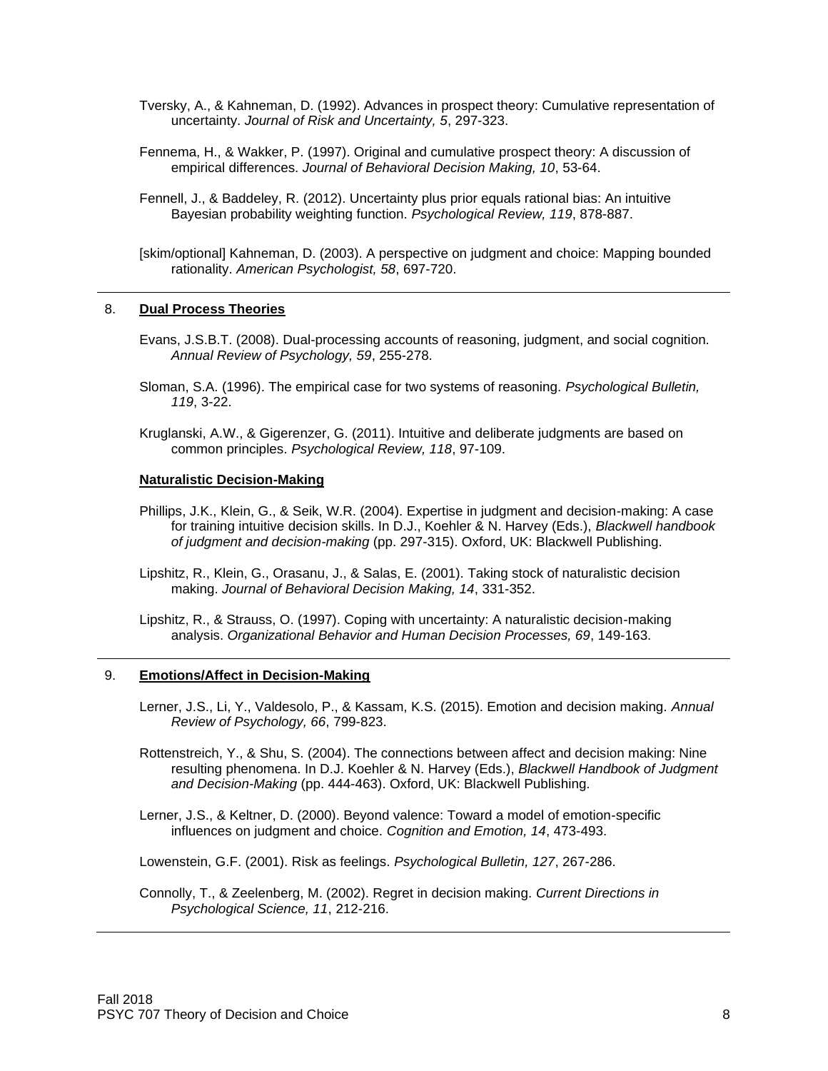Tversky, A., & Kahneman, D. (1992). Advances in prospect theory: Cumulative representation of uncertainty. *Journal of Risk and Uncertainty, 5*, 297-323.

Fennema, H., & Wakker, P. (1997). Original and cumulative prospect theory: A discussion of empirical differences. *Journal of Behavioral Decision Making, 10*, 53-64.

Fennell, J., & Baddeley, R. (2012). Uncertainty plus prior equals rational bias: An intuitive Bayesian probability weighting function. *Psychological Review, 119*, 878-887.

[skim/optional] Kahneman, D. (2003). A perspective on judgment and choice: Mapping bounded rationality. *American Psychologist, 58*, 697-720.

---

8. **Dual Process Theories**

Evans, J.S.B.T. (2008). Dual-processing accounts of reasoning, judgment, and social cognition. *Annual Review of Psychology, 59*, 255-278.

Sloman, S.A. (1996). The empirical case for two systems of reasoning. *Psychological Bulletin, 119*, 3-22.

Kruglanski, A.W., & Gigerenzer, G. (2011). Intuitive and deliberate judgments are based on common principles. *Psychological Review, 118*, 97-109.

**Naturalistic Decision-Making**

Phillips, J.K., Klein, G., & Seik, W.R. (2004). Expertise in judgment and decision-making: A case for training intuitive decision skills. In D.J., Koehler & N. Harvey (Eds.), *Blackwell handbook of judgment and decision-making* (pp. 297-315). Oxford, UK: Blackwell Publishing.

Lipshitz, R., Klein, G., Orasanu, J., & Salas, E. (2001). Taking stock of naturalistic decision making. *Journal of Behavioral Decision Making, 14*, 331-352.

Lipshitz, R., & Strauss, O. (1997). Coping with uncertainty: A naturalistic decision-making analysis. *Organizational Behavior and Human Decision Processes, 69*, 149-163.

---

9. **Emotions/Affect in Decision-Making**

Lerner, J.S., Li, Y., Valdesolo, P., & Kassam, K.S. (2015). Emotion and decision making. *Annual Review of Psychology, 66*, 799-823.

Rottenstreich, Y., & Shu, S. (2004). The connections between affect and decision making: Nine resulting phenomena. In D.J. Koehler & N. Harvey (Eds.), *Blackwell Handbook of Judgment and Decision-Making* (pp. 444-463). Oxford, UK: Blackwell Publishing.

Lerner, J.S., & Keltner, D. (2000). Beyond valence: Toward a model of emotion-specific influences on judgment and choice. *Cognition and Emotion, 14*, 473-493.

Lowenstein, G.F. (2001). Risk as feelings. *Psychological Bulletin, 127*, 267-286.

Connolly, T., & Zeelenberg, M. (2002). Regret in decision making. *Current Directions in Psychological Science, 11*, 212-216.

---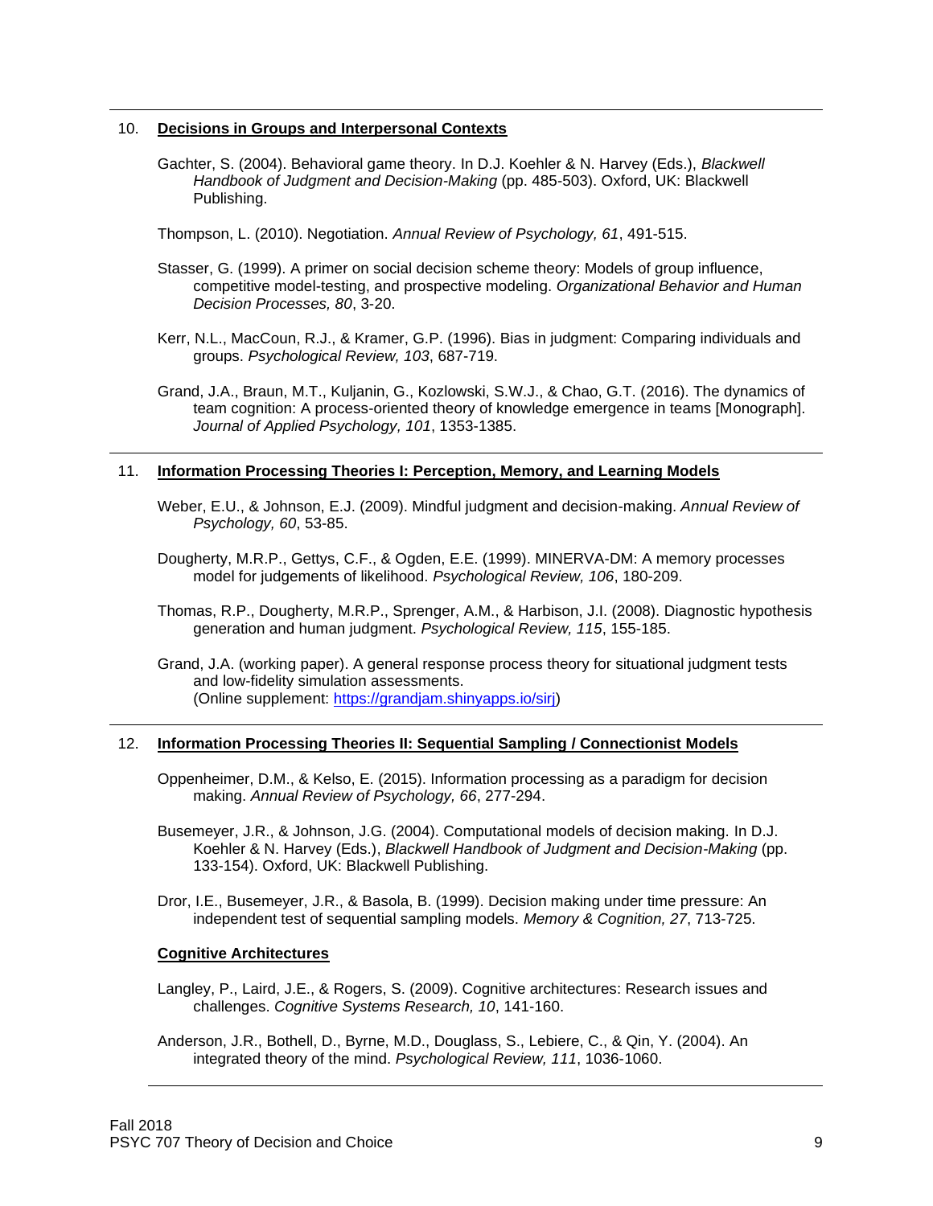## 10. Decisions in Groups and Interpersonal Contexts

Gachter, S. (2004). Behavioral game theory. In D.J. Koehler & N. Harvey (Eds.), *Blackwell Handbook of Judgment and Decision-Making* (pp. 485-503). Oxford, UK: Blackwell Publishing.

Thompson, L. (2010). Negotiation. *Annual Review of Psychology, 61*, 491-515.

Stasser, G. (1999). A primer on social decision scheme theory: Models of group influence, competitive model-testing, and prospective modeling. *Organizational Behavior and Human Decision Processes, 80*, 3-20.

Kerr, N.L., MacCoun, R.J., & Kramer, G.P. (1996). Bias in judgment: Comparing individuals and groups. *Psychological Review, 103*, 687-719.

Grand, J.A., Braun, M.T., Kuljanin, G., Kozlowski, S.W.J., & Chao, G.T. (2016). The dynamics of team cognition: A process-oriented theory of knowledge emergence in teams [Monograph]. *Journal of Applied Psychology, 101*, 1353-1385.

## 11. Information Processing Theories I: Perception, Memory, and Learning Models

Weber, E.U., & Johnson, E.J. (2009). Mindful judgment and decision-making. *Annual Review of Psychology, 60*, 53-85.

Dougherty, M.R.P., Gettys, C.F., & Ogden, E.E. (1999). MINERVA-DM: A memory processes model for judgements of likelihood. *Psychological Review, 106*, 180-209.

Thomas, R.P., Dougherty, M.R.P., Sprenger, A.M., & Harbison, J.I. (2008). Diagnostic hypothesis generation and human judgment. *Psychological Review, 115*, 155-185.

Grand, J.A. (working paper). A general response process theory for situational judgment tests and low-fidelity simulation assessments.
(Online supplement: https://grandjam.shinyapps.io/sirj)

## 12. Information Processing Theories II: Sequential Sampling / Connectionist Models

Oppenheimer, D.M., & Kelso, E. (2015). Information processing as a paradigm for decision making. *Annual Review of Psychology, 66*, 277-294.

Busemeyer, J.R., & Johnson, J.G. (2004). Computational models of decision making. In D.J. Koehler & N. Harvey (Eds.), *Blackwell Handbook of Judgment and Decision-Making* (pp. 133-154). Oxford, UK: Blackwell Publishing.

Dror, I.E., Busemeyer, J.R., & Basola, B. (1999). Decision making under time pressure: An independent test of sequential sampling models. *Memory & Cognition, 27*, 713-725.

### Cognitive Architectures

Langley, P., Laird, J.E., & Rogers, S. (2009). Cognitive architectures: Research issues and challenges. *Cognitive Systems Research, 10*, 141-160.

Anderson, J.R., Bothell, D., Byrne, M.D., Douglass, S., Lebiere, C., & Qin, Y. (2004). An integrated theory of the mind. *Psychological Review, 111*, 1036-1060.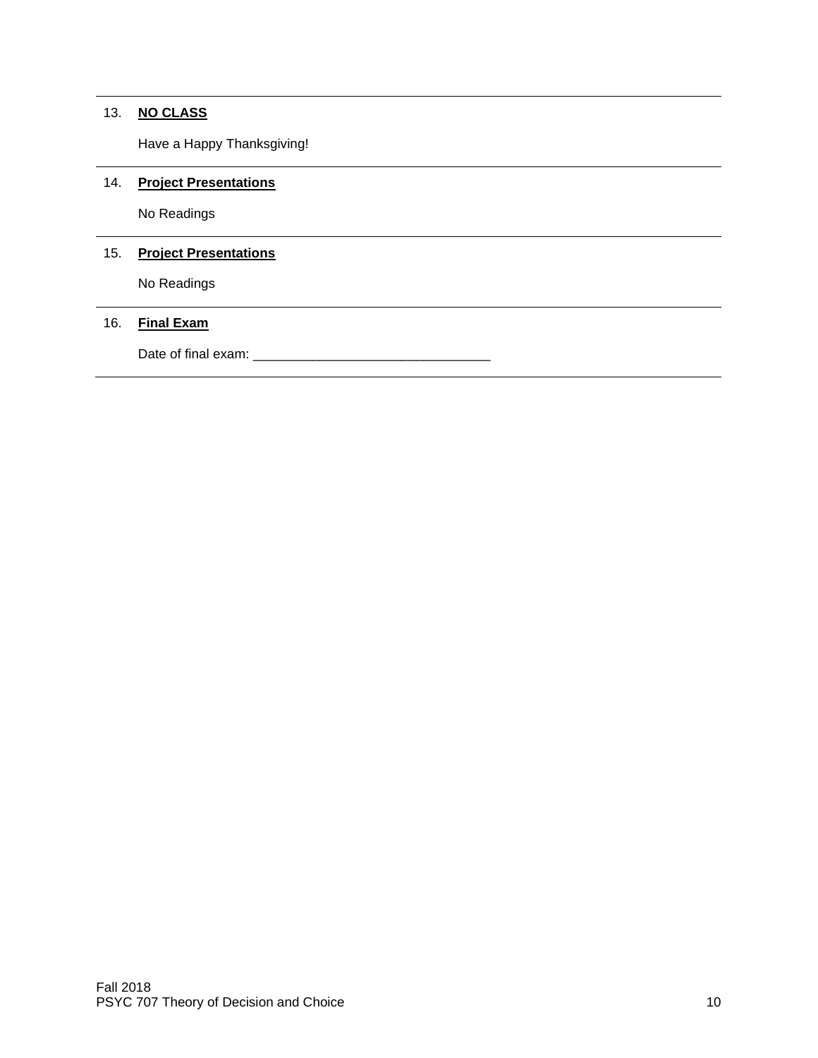---

13. **NO CLASS**

    Have a Happy Thanksgiving!

---

14. **Project Presentations**

    No Readings

---

15. **Project Presentations**

    No Readings

---

16. **Final Exam**

    Date of final exam: ________________________________

---